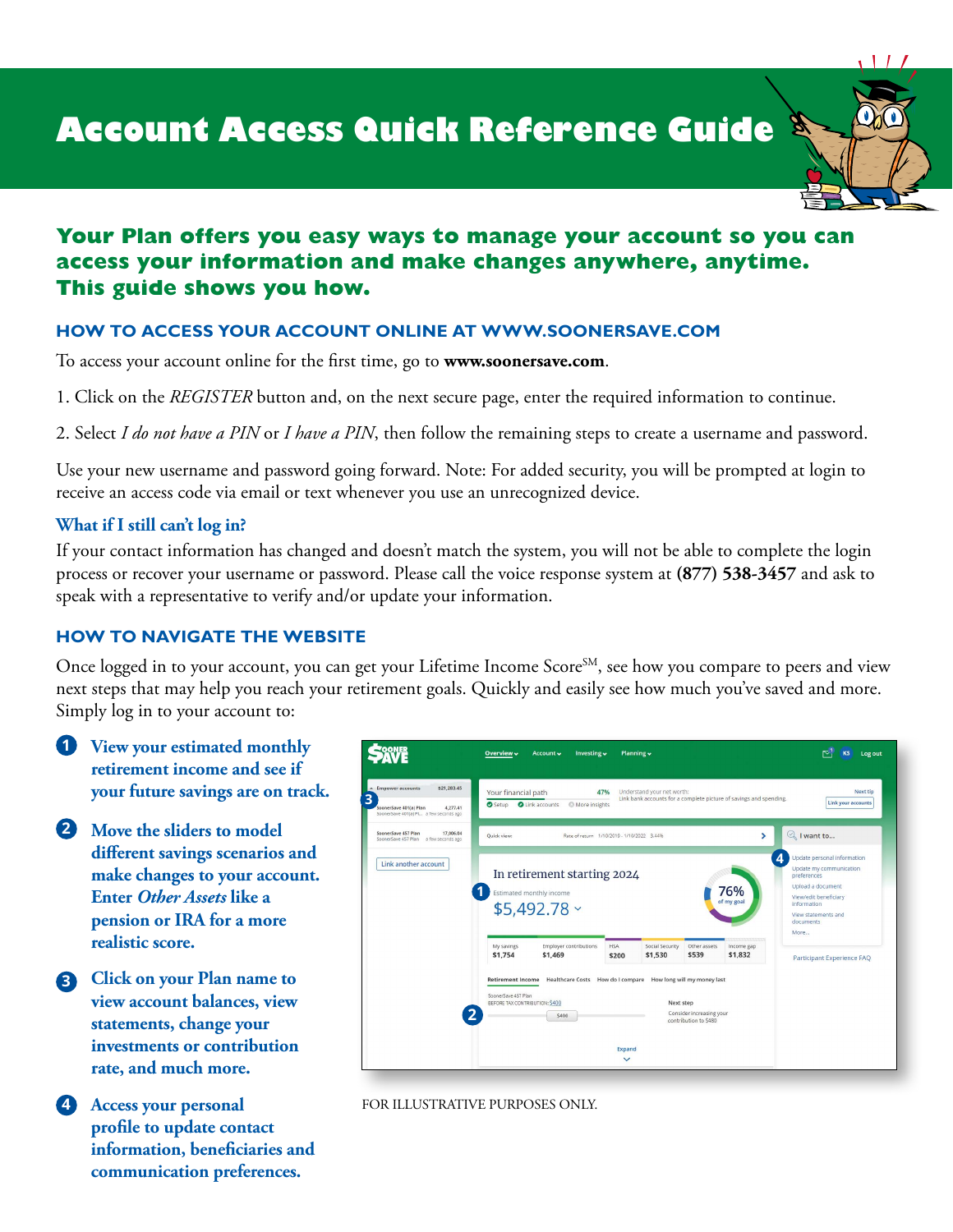# Account Access Quick Reference Guide

## Your Plan offers you easy ways to manage your account so you can access your information and make changes anywhere, anytime. This guide shows you how.

### HOW TO ACCESS YOUR ACCOUNT ONLINE AT WWW.SOONERSAVE.COM

To access your account online for the first time, go to **www.soonersave.com**.

1. Click on the *REGISTER* button and, on the next secure page, enter the required information to continue.

2. Select *I do not have a PIN* or *I have a PIN*, then follow the remaining steps to create a username and password.

Use your new username and password going forward. Note: For added security, you will be prompted at login to receive an access code via email or text whenever you use an unrecognized device.

#### What if I still can't log in?

If your contact information has changed and doesn't match the system, you will not be able to complete the login process or recover your username or password. Please call the voice response system at **(877) 538-3457** and ask to speak with a representative to verify and/or update your information.

### HOW TO NAVIGATE THE WEBSITE

Once logged in to your account, you can get your Lifetime Income Score[SM], see how you compare to peers and view next steps that may help you reach your retirement goals. Quickly and easily see how much you've saved and more. Simply log in to your account to:

1. **View your estimated monthly retirement income and see if your future savings are on track.**

2. **Move the sliders to model different savings scenarios and make changes to your account. Enter *Other Assets* like a pension or IRA for a more realistic score.**

3. **Click on your Plan name to view account balances, view statements, change your investments or contribution rate, and much more.**

4. **Access your personal profile to update contact information, beneficiaries and communication preferences.**

FOR ILLUSTRATIVE PURPOSES ONLY.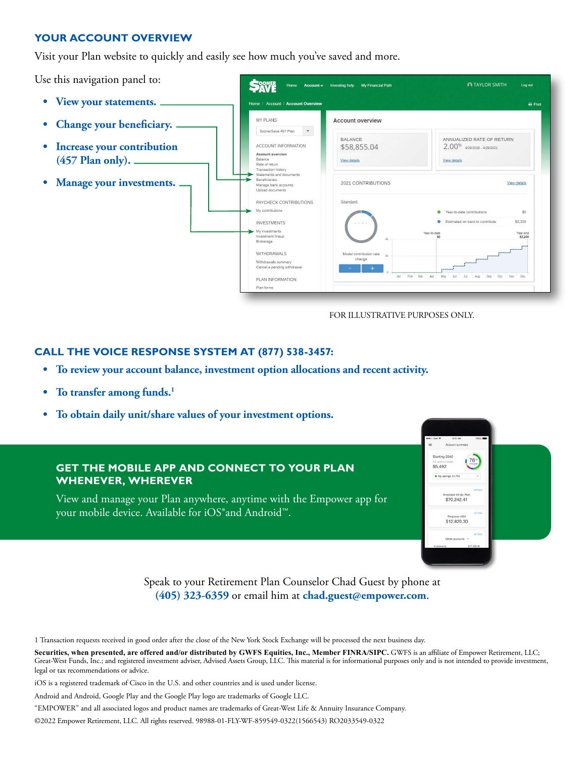## YOUR ACCOUNT OVERVIEW

Visit your Plan website to quickly and easily see how much you've saved and more.

Use this navigation panel to:

- **View your statements.**
- **Change your beneficiary.**
- **Increase your contribution (457 Plan only).**
- **Manage your investments.**

FOR ILLUSTRATIVE PURPOSES ONLY.

## CALL THE VOICE RESPONSE SYSTEM AT (877) 538-3457:

- **To review your account balance, investment option allocations and recent activity.**
- **To transfer among funds.**[1]
- **To obtain daily unit/share values of your investment options.**

### GET THE MOBILE APP AND CONNECT TO YOUR PLAN WHENEVER, WHEREVER

View and manage your Plan anywhere, anytime with the Empower app for your mobile device. Available for iOS® and Android™.

Speak to your Retirement Plan Counselor Chad Guest by phone at **(405) 323-6359** or email him at **chad.guest@empower.com**.

1 Transaction requests received in good order after the close of the New York Stock Exchange will be processed the next business day.

**Securities, when presented, are offered and/or distributed by GWFS Equities, Inc., Member FINRA/SIPC.** GWFS is an affiliate of Empower Retirement, LLC; Great-West Funds, Inc.; and registered investment adviser, Advised Assets Group, LLC. This material is for informational purposes only and is not intended to provide investment, legal or tax recommendations or advice.

iOS is a registered trademark of Cisco in the U.S. and other countries and is used under license.

Android and Android, Google Play and the Google Play logo are trademarks of Google LLC.

"EMPOWER" and all associated logos and product names are trademarks of Great-West Life & Annuity Insurance Company.

©2022 Empower Retirement, LLC. All rights reserved. 98988-01-FLY-WF-859549-0322(1566543) RO2033549-0322